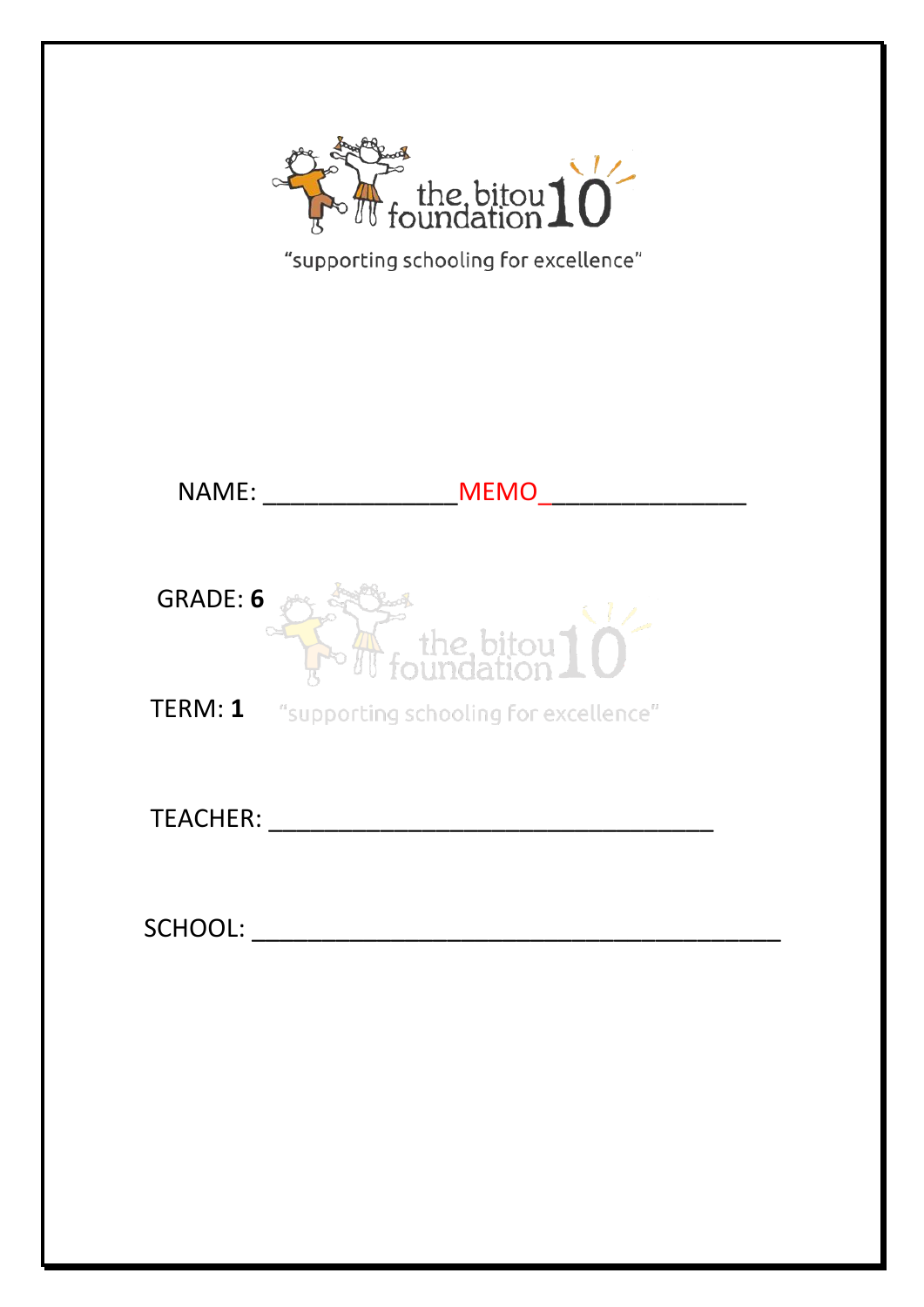the bitou foundation 10

"supporting schooling for excellence"

NAME: ______________MEMO_______________

GRADE: **6**

TERM: **1**

TEACHER: __________________________________

SCHOOL: ________________________________________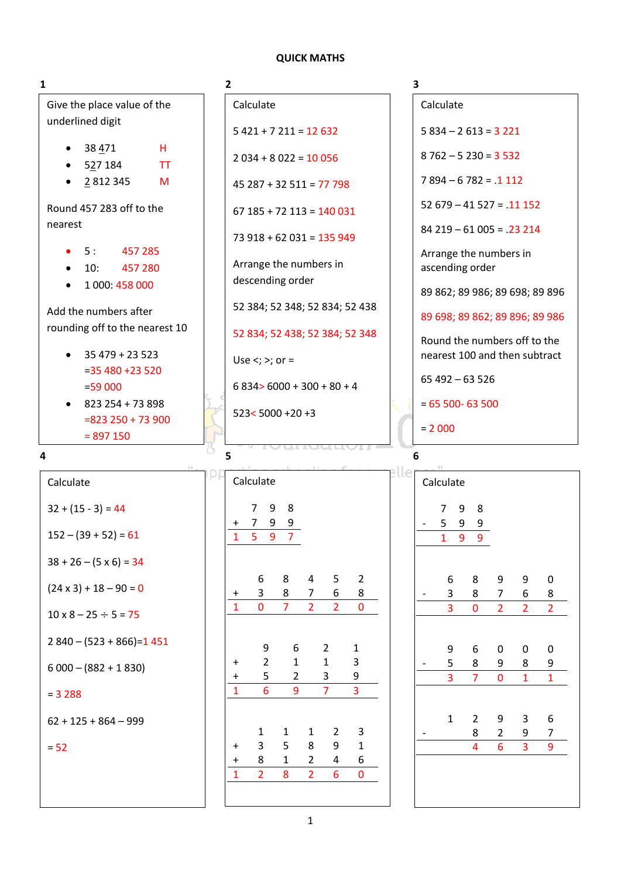# QUICK MATHS

## 1

Give the place value of the underlined digit

- 38 471 H
- 527 184 TT
- 2 812 345 M

Round 457 283 off to the nearest

- 5 : 457 285
- 10: 457 280
- 1 000: 458 000

Add the numbers after rounding off to the nearest 10

- 35 479 + 23 523
  =35 480 +23 520
  =59 000
- 823 254 + 73 898
  =823 250 + 73 900
  = 897 150

## 2

Calculate

5 421 + 7 211 = 12 632

2 034 + 8 022 = 10 056

45 287 + 32 511 = 77 798

67 185 + 72 113 = 140 031

73 918 + 62 031 = 135 949

Arrange the numbers in descending order

52 384; 52 348; 52 834; 52 438

52 834; 52 438; 52 384; 52 348

Use <; >; or =

6 834> 6000 + 300 + 80 + 4

523< 5000 +20 +3

## 3

Calculate

5 834 – 2 613 = 3 221

8 762 – 5 230 = 3 532

7 894 – 6 782 = .1 112

52 679 – 41 527 = .11 152

84 219 – 61 005 = .23 214

Arrange the numbers in ascending order

89 862; 89 986; 89 698; 89 896

89 698; 89 862; 89 896; 89 986

Round the numbers off to the nearest 100 and then subtract

65 492 – 63 526

= 65 500- 63 500

= 2 000

## 4

Calculate

32 + (15 - 3) = 44

152 – (39 + 52) = 61

38 + 26 – (5 x 6) = 34

(24 x 3) + 18 – 90 = 0

10 x 8 – 25 ÷ 5 = 75

2 840 – (523 + 866)=1 451

6 000 – (882 + 1 830)

= 3 288

62 + 125 + 864 – 999

= 52

## 5

Calculate

|   |   | 7 | 9 | 8 |
|---|---|---|---|---|
| + |   | 7 | 9 | 9 |
| 1 |   | 5 | 9 | 7 |

|   | 6 | 8 | 4 | 5 | 2 |
|---|---|---|---|---|---|
| + | 3 | 8 | 7 | 6 | 8 |
| 1 | 0 | 7 | 2 | 2 | 0 |

|   | 9 | 6 | 2 | 1 |
|---|---|---|---|---|
| + | 2 | 1 | 1 | 3 |
| + | 5 | 2 | 3 | 9 |
| 1 | 6 | 9 | 7 | 3 |

|   | 1 | 1 | 1 | 2 | 3 |
|---|---|---|---|---|---|
| + | 3 | 5 | 8 | 9 | 1 |
| + | 8 | 1 | 2 | 4 | 6 |
| 1 | 2 | 8 | 2 | 6 | 0 |

## 6

Calculate

|   | 7 | 9 | 8 |
|---|---|---|---|
| - | 5 | 9 | 9 |
|   | 1 | 9 | 9 |

|   | 6 | 8 | 9 | 9 | 0 |
|---|---|---|---|---|---|
| - | 3 | 8 | 7 | 6 | 8 |
|   | 3 | 0 | 2 | 2 | 2 |

|   | 9 | 6 | 0 | 0 | 0 |
|---|---|---|---|---|---|
| - | 5 | 8 | 9 | 8 | 9 |
|   | 3 | 7 | 0 | 1 | 1 |

|   | 1 | 2 | 9 | 3 | 6 |
|---|---|---|---|---|---|
| - |   | 8 | 2 | 9 | 7 |
|   |   | 4 | 6 | 3 | 9 |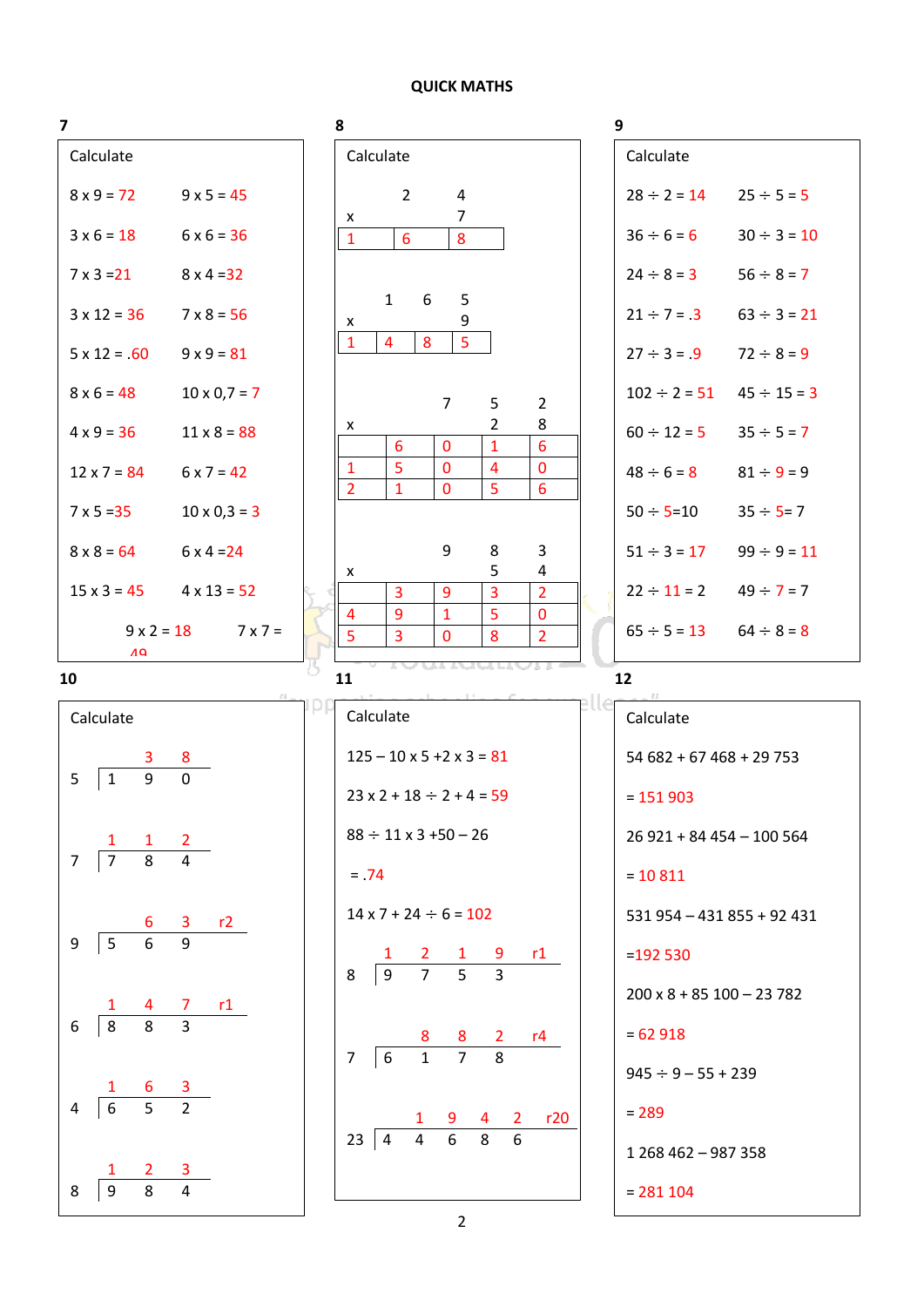# QUICK MATHS

## 7

Calculate

| | |
|---|---|
| 8 x 9 = 72 | 9 x 5 = 45 |
| 3 x 6 = 18 | 6 x 6 = 36 |
| 7 x 3 =21 | 8 x 4 =32 |
| 3 x 12 = 36 | 7 x 8 = 56 |
| 5 x 12 = .60 | 9 x 9 = 81 |
| 8 x 6 = 48 | 10 x 0,7 = 7 |
| 4 x 9 = 36 | 11 x 8 = 88 |
| 12 x 7 = 84 | 6 x 7 = 42 |
| 7 x 5 =35 | 10 x 0,3 = 3 |
| 8 x 8 = 64 | 6 x 4 =24 |
| 15 x 3 = 45 | 4 x 13 = 52 |
| 9 x 2 = 18 | 7 x 7 = 49 |

## 8

Calculate

| | | | |
|---|---|---|---|
| | 2 | 4 | |
| x | | 7 | |
| 1 | 6 | 8 | |

| | | | |
|---|---|---|---|
| | 1 | 6 | 5 |
| x | | | 9 |
| 1 | 4 | 8 | 5 |

| | | | | |
|---|---|---|---|---|
| | | 7 | 5 | 2 |
| x | | | 2 | 8 |
| | 6 | 0 | 1 | 6 |
| 1 | 5 | 0 | 4 | 0 |
| 2 | 1 | 0 | 5 | 6 |

| | | | | |
|---|---|---|---|---|
| | | 9 | 8 | 3 |
| x | | | 5 | 4 |
| | 3 | 9 | 3 | 2 |
| 4 | 9 | 1 | 5 | 0 |
| 5 | 3 | 0 | 8 | 2 |

## 9

Calculate

| | |
|---|---|
| 28 ÷ 2 = 14 | 25 ÷ 5 = 5 |
| 36 ÷ 6 = 6 | 30 ÷ 3 = 10 |
| 24 ÷ 8 = 3 | 56 ÷ 8 = 7 |
| 21 ÷ 7 = .3 | 63 ÷ 3 = 21 |
| 27 ÷ 3 = .9 | 72 ÷ 8 = 9 |
| 102 ÷ 2 = 51 | 45 ÷ 15 = 3 |
| 60 ÷ 12 = 5 | 35 ÷ 5 = 7 |
| 48 ÷ 6 = 8 | 81 ÷ 9 = 9 |
| 50 ÷ 5=10 | 35 ÷ 5= 7 |
| 51 ÷ 3 = 17 | 99 ÷ 9 = 11 |
| 22 ÷ 11 = 2 | 49 ÷ 7 = 7 |
| 65 ÷ 5 = 13 | 64 ÷ 8 = 8 |

## 10

Calculate

190 ÷ 5 = 38

784 ÷ 7 = 112

569 ÷ 9 = 63 r2

883 ÷ 6 = 147 r1

652 ÷ 4 = 163

984 ÷ 8 = 123

## 11

Calculate

125 – 10 x 5 +2 x 3 = 81

23 x 2 + 18 ÷ 2 + 4 = 59

88 ÷ 11 x 3 +50 – 26

= .74

14 x 7 + 24 ÷ 6 = 102

9753 ÷ 8 = 1219 r1

6178 ÷ 7 = 882 r4

44686 ÷ 23 = 1942 r20

## 12

Calculate

54 682 + 67 468 + 29 753

= 151 903

26 921 + 84 454 – 100 564

= 10 811

531 954 – 431 855 + 92 431

=192 530

200 x 8 + 85 100 – 23 782

= 62 918

945 ÷ 9 – 55 + 239

= 289

1 268 462 – 987 358

= 281 104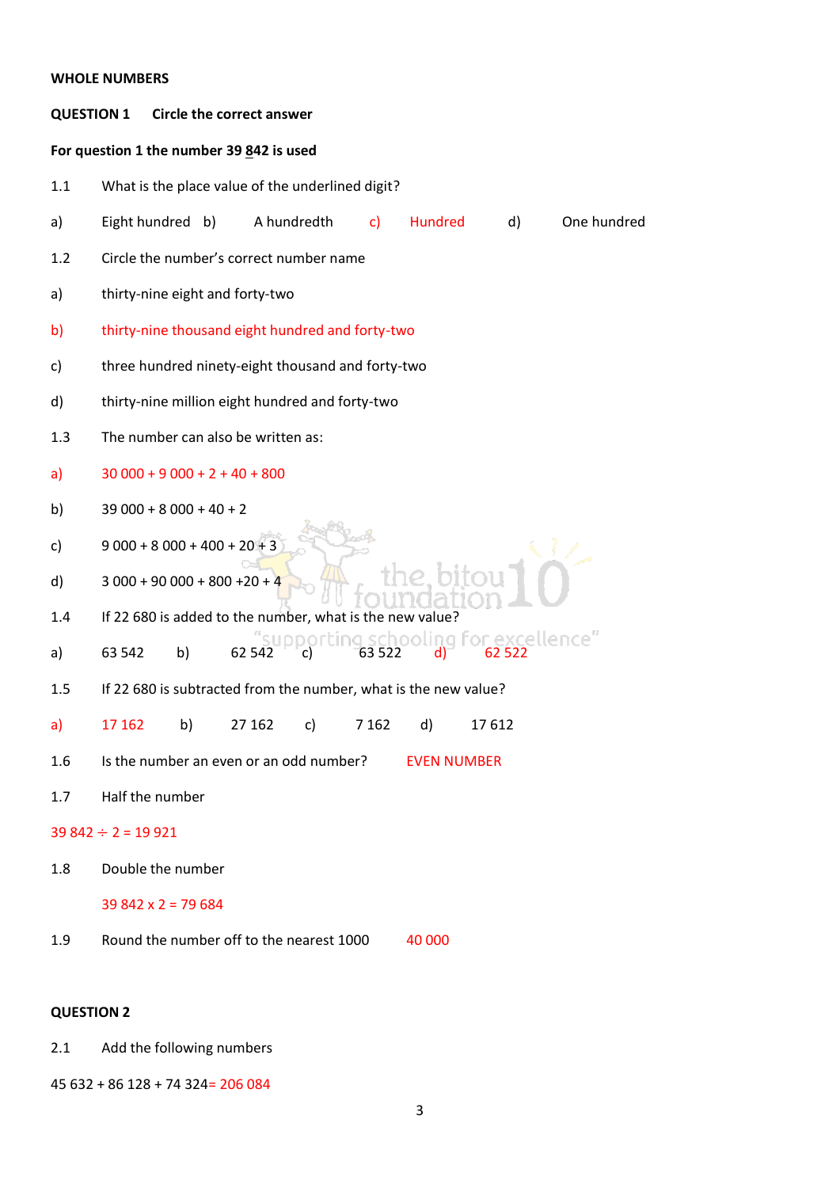**WHOLE NUMBERS**

**QUESTION 1 Circle the correct answer**

**For question 1 the number 39 842 is used** (the digit 8 is underlined)

1.1 What is the place value of the underlined digit?

a) Eight hundred b) A hundredth c) Hundred d) One hundred

1.2 Circle the number's correct number name

a) thirty-nine eight and forty-two

b) thirty-nine thousand eight hundred and forty-two

c) three hundred ninety-eight thousand and forty-two

d) thirty-nine million eight hundred and forty-two

1.3 The number can also be written as:

a) 30 000 + 9 000 + 2 + 40 + 800

b) 39 000 + 8 000 + 40 + 2

c) 9 000 + 8 000 + 400 + 20 + 3

d) 3 000 + 90 000 + 800 +20 + 4

1.4 If 22 680 is added to the number, what is the new value?

a) 63 542 b) 62 542 c) 63 522 d) 62 522

1.5 If 22 680 is subtracted from the number, what is the new value?

a) 17 162 b) 27 162 c) 7 162 d) 17 612

1.6 Is the number an even or an odd number? EVEN NUMBER

1.7 Half the number

39 842 ÷ 2 = 19 921

1.8 Double the number

39 842 x 2 = 79 684

1.9 Round the number off to the nearest 1000 40 000

**QUESTION 2**

2.1 Add the following numbers

45 632 + 86 128 + 74 324= 206 084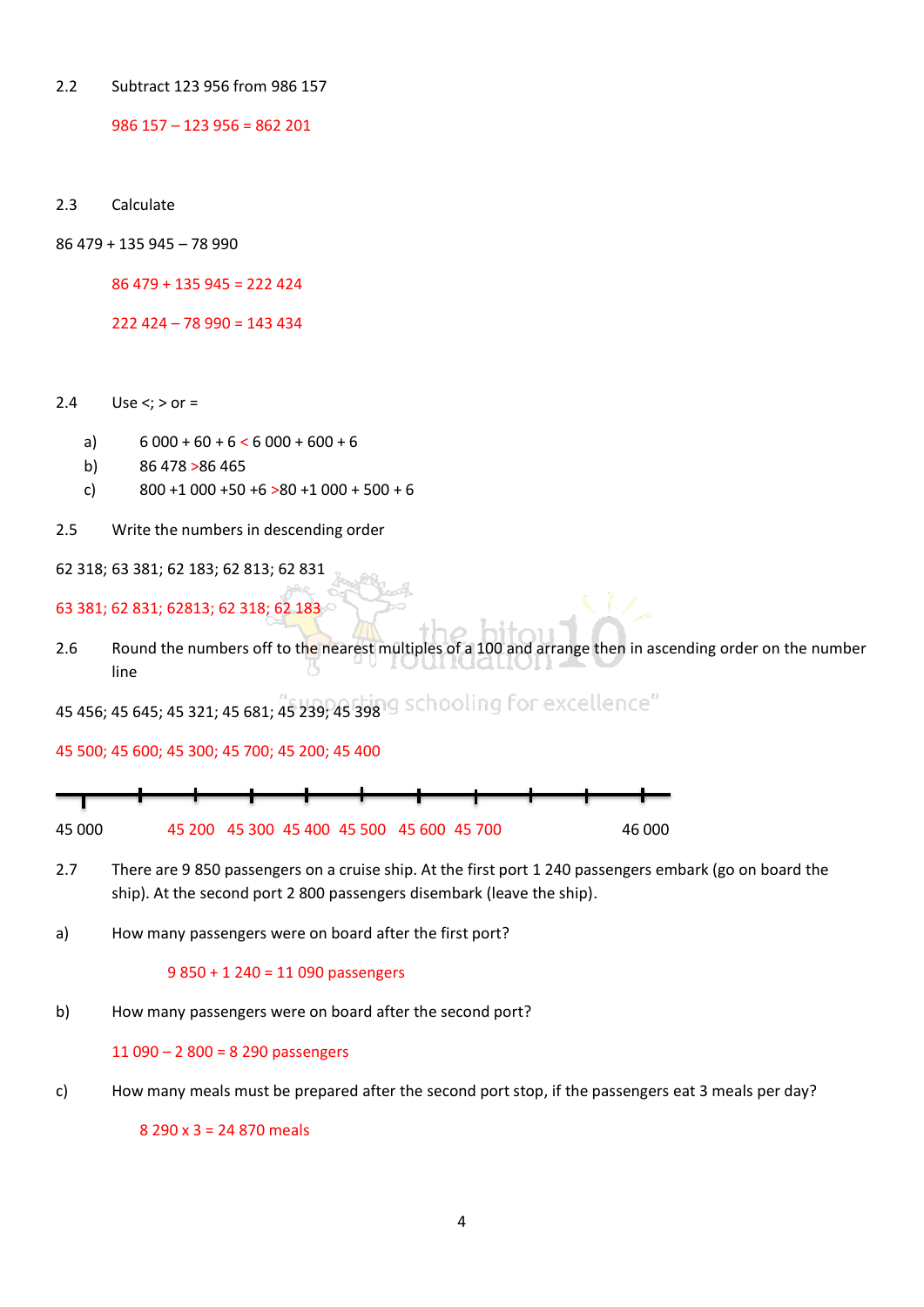2.2 Subtract 123 956 from 986 157

986 157 – 123 956 = 862 201

2.3 Calculate

86 479 + 135 945 – 78 990

86 479 + 135 945 = 222 424

222 424 – 78 990 = 143 434

2.4 Use <; > or =

a) 6 000 + 60 + 6 < 6 000 + 600 + 6
b) 86 478 >86 465
c) 800 +1 000 +50 +6 >80 +1 000 + 500 + 6

2.5 Write the numbers in descending order

62 318; 63 381; 62 183; 62 813; 62 831

63 381; 62 831; 62813; 62 318; 62 183

2.6 Round the numbers off to the nearest multiples of a 100 and arrange then in ascending order on the number line

45 456; 45 645; 45 321; 45 681; 45 239; 45 398

45 500; 45 600; 45 300; 45 700; 45 200; 45 400

45 000 45 200 45 300 45 400 45 500 45 600 45 700 46 000

2.7 There are 9 850 passengers on a cruise ship. At the first port 1 240 passengers embark (go on board the ship). At the second port 2 800 passengers disembark (leave the ship).

a) How many passengers were on board after the first port?

9 850 + 1 240 = 11 090 passengers

b) How many passengers were on board after the second port?

11 090 – 2 800 = 8 290 passengers

c) How many meals must be prepared after the second port stop, if the passengers eat 3 meals per day?

8 290 x 3 = 24 870 meals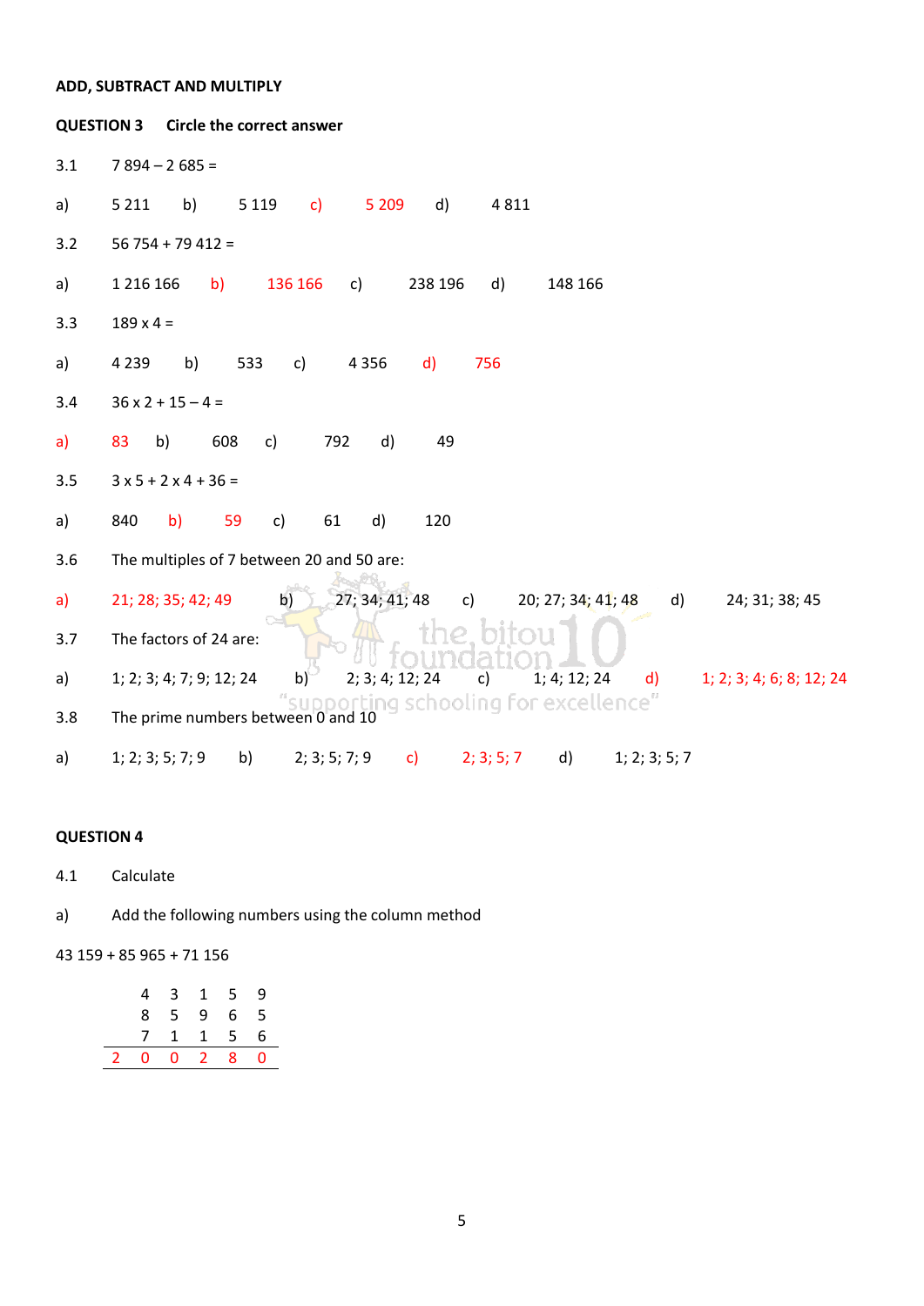**ADD, SUBTRACT AND MULTIPLY**

**QUESTION 3 Circle the correct answer**

3.1 7 894 – 2 685 =

a) 5 211 b) 5 119 c) 5 209 d) 4 811

3.2 56 754 + 79 412 =

a) 1 216 166 b) 136 166 c) 238 196 d) 148 166

3.3 189 x 4 =

a) 4 239 b) 533 c) 4 356 d) 756

3.4 36 x 2 + 15 – 4 =

a) 83 b) 608 c) 792 d) 49

3.5 3 x 5 + 2 x 4 + 36 =

a) 840 b) 59 c) 61 d) 120

3.6 The multiples of 7 between 20 and 50 are:

a) 21; 28; 35; 42; 49 b) 27; 34; 41; 48 c) 20; 27; 34; 41; 48 d) 24; 31; 38; 45

3.7 The factors of 24 are:

a) 1; 2; 3; 4; 7; 9; 12; 24 b) 2; 3; 4; 12; 24 c) 1; 4; 12; 24 d) 1; 2; 3; 4; 6; 8; 12; 24

3.8 The prime numbers between 0 and 10

a) 1; 2; 3; 5; 7; 9 b) 2; 3; 5; 7; 9 c) 2; 3; 5; 7 d) 1; 2; 3; 5; 7

**QUESTION 4**

4.1 Calculate

a) Add the following numbers using the column method

43 159 + 85 965 + 71 156

|   | 4 | 3 | 1 | 5 | 9 |
|---|---|---|---|---|---|
|   | 8 | 5 | 9 | 6 | 5 |
|   | 7 | 1 | 1 | 5 | 6 |
| 2 | 0 | 0 | 2 | 8 | 0 |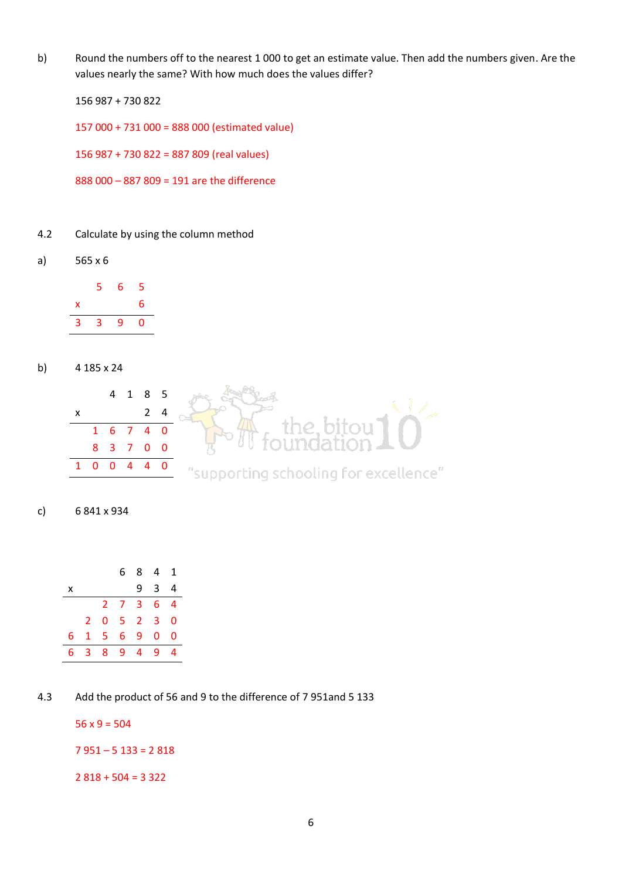b) Round the numbers off to the nearest 1 000 to get an estimate value. Then add the numbers given. Are the values nearly the same? With how much does the values differ?

156 987 + 730 822

157 000 + 731 000 = 888 000 (estimated value)

156 987 + 730 822 = 887 809 (real values)

888 000 – 887 809 = 191 are the difference

4.2 Calculate by using the column method

a) 565 x 6

| | | | |
|---|---|---|---|
| | 5 | 6 | 5 |
| x | | | 6 |
| 3 | 3 | 9 | 0 |

b) 4 185 x 24

| | | | | |
|---|---|---|---|---|
| | 4 | 1 | 8 | 5 |
| x | | | 2 | 4 |
| | 1 | 6 | 7 | 4 | 0 |
| | 8 | 3 | 7 | 0 | 0 |
| 1 | 0 | 0 | 4 | 4 | 0 |

c) 6 841 x 934

| | | | | | | |
|---|---|---|---|---|---|---|
| | | | 6 | 8 | 4 | 1 |
| x | | | | 9 | 3 | 4 |
| | | 2 | 7 | 3 | 6 | 4 |
| | 2 | 0 | 5 | 2 | 3 | 0 |
| 6 | 1 | 5 | 6 | 9 | 0 | 0 |
| 6 | 3 | 8 | 9 | 4 | 9 | 4 |

4.3 Add the product of 56 and 9 to the difference of 7 951and 5 133

56 x 9 = 504

7 951 – 5 133 = 2 818

2 818 + 504 = 3 322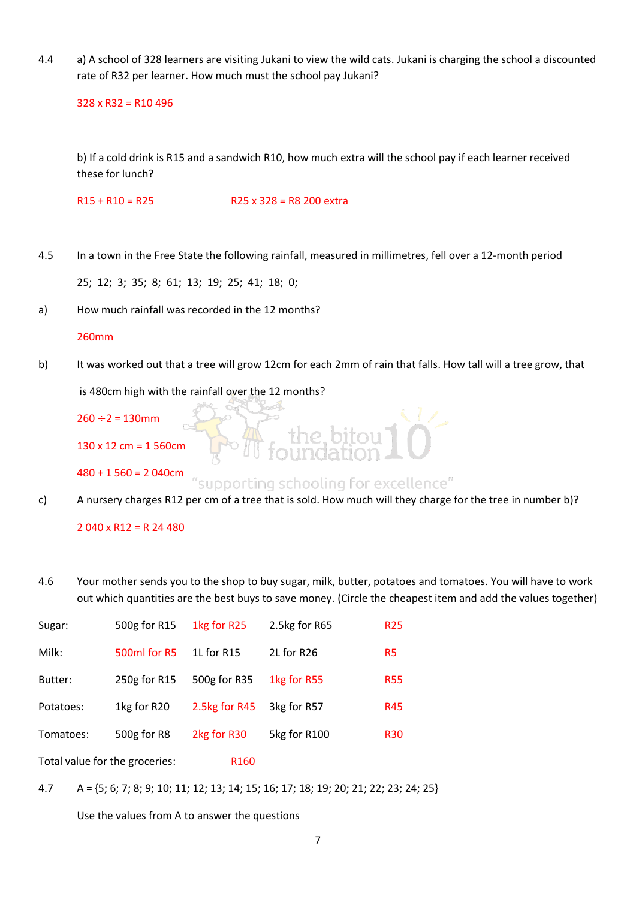4.4 a) A school of 328 learners are visiting Jukani to view the wild cats. Jukani is charging the school a discounted rate of R32 per learner. How much must the school pay Jukani?

328 x R32 = R10 496

b) If a cold drink is R15 and a sandwich R10, how much extra will the school pay if each learner received these for lunch?

R15 + R10 = R25 R25 x 328 = R8 200 extra

4.5 In a town in the Free State the following rainfall, measured in millimetres, fell over a 12-month period

25; 12; 3; 35; 8; 61; 13; 19; 25; 41; 18; 0;

a) How much rainfall was recorded in the 12 months?

260mm

b) It was worked out that a tree will grow 12cm for each 2mm of rain that falls. How tall will a tree grow, that is 480cm high with the rainfall over the 12 months?

260 ÷ 2 = 130mm

130 x 12 cm = 1 560cm

480 + 1 560 = 2 040cm

c) A nursery charges R12 per cm of a tree that is sold. How much will they charge for the tree in number b)?

2 040 x R12 = R 24 480

4.6 Your mother sends you to the shop to buy sugar, milk, butter, potatoes and tomatoes. You will have to work out which quantities are the best buys to save money. (Circle the cheapest item and add the values together)

| | | | | |
|---|---|---|---|---|
| Sugar: | 500g for R15 | 1kg for R25 | 2.5kg for R65 | R25 |
| Milk: | 500ml for R5 | 1L for R15 | 2L for R26 | R5 |
| Butter: | 250g for R15 | 500g for R35 | 1kg for R55 | R55 |
| Potatoes: | 1kg for R20 | 2.5kg for R45 | 3kg for R57 | R45 |
| Tomatoes: | 500g for R8 | 2kg for R30 | 5kg for R100 | R30 |

Total value for the groceries: R160

4.7 A = {5; 6; 7; 8; 9; 10; 11; 12; 13; 14; 15; 16; 17; 18; 19; 20; 21; 22; 23; 24; 25}

Use the values from A to answer the questions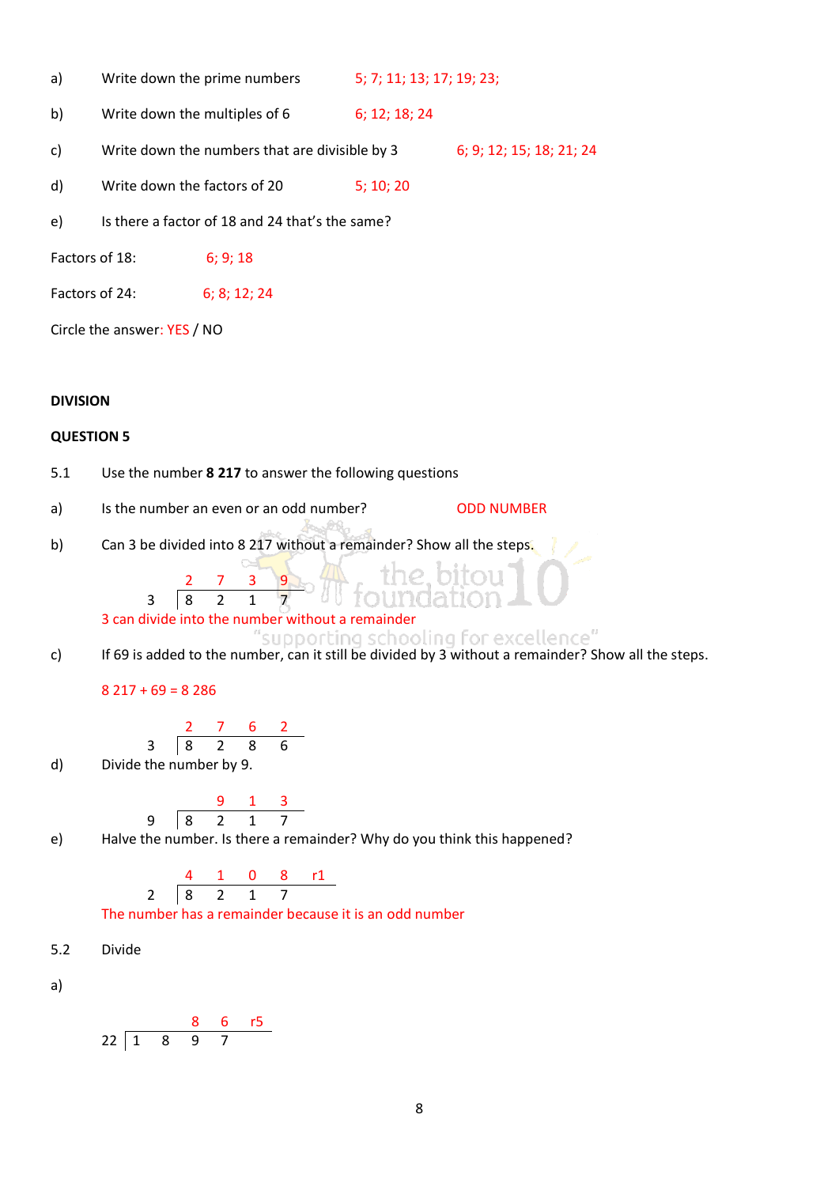a) Write down the prime numbers 5; 7; 11; 13; 17; 19; 23;

b) Write down the multiples of 6 6; 12; 18; 24

c) Write down the numbers that are divisible by 3 6; 9; 12; 15; 18; 21; 24

d) Write down the factors of 20 5; 10; 20

e) Is there a factor of 18 and 24 that's the same?

Factors of 18: 6; 9; 18

Factors of 24: 6; 8; 12; 24

Circle the answer: YES / NO

**DIVISION**

**QUESTION 5**

5.1 Use the number **8 217** to answer the following questions

a) Is the number an even or an odd number? ODD NUMBER

b) Can 3 be divided into 8 217 without a remainder? Show all the steps.

```
      2  7  3  9
  3 | 8  2  1  7
```

3 can divide into the number without a remainder

c) If 69 is added to the number, can it still be divided by 3 without a remainder? Show all the steps.

8 217 + 69 = 8 286

```
      2  7  6  2
  3 | 8  2  8  6
```

d) Divide the number by 9.

```
         9  1  3
  9 | 8  2  1  7
```

e) Halve the number. Is there a remainder? Why do you think this happened?

```
      4  1  0  8  r1
  2 | 8  2  1  7
```

The number has a remainder because it is an odd number

5.2 Divide

a)

```
             8  6  r5
  22 | 1  8  9  7
```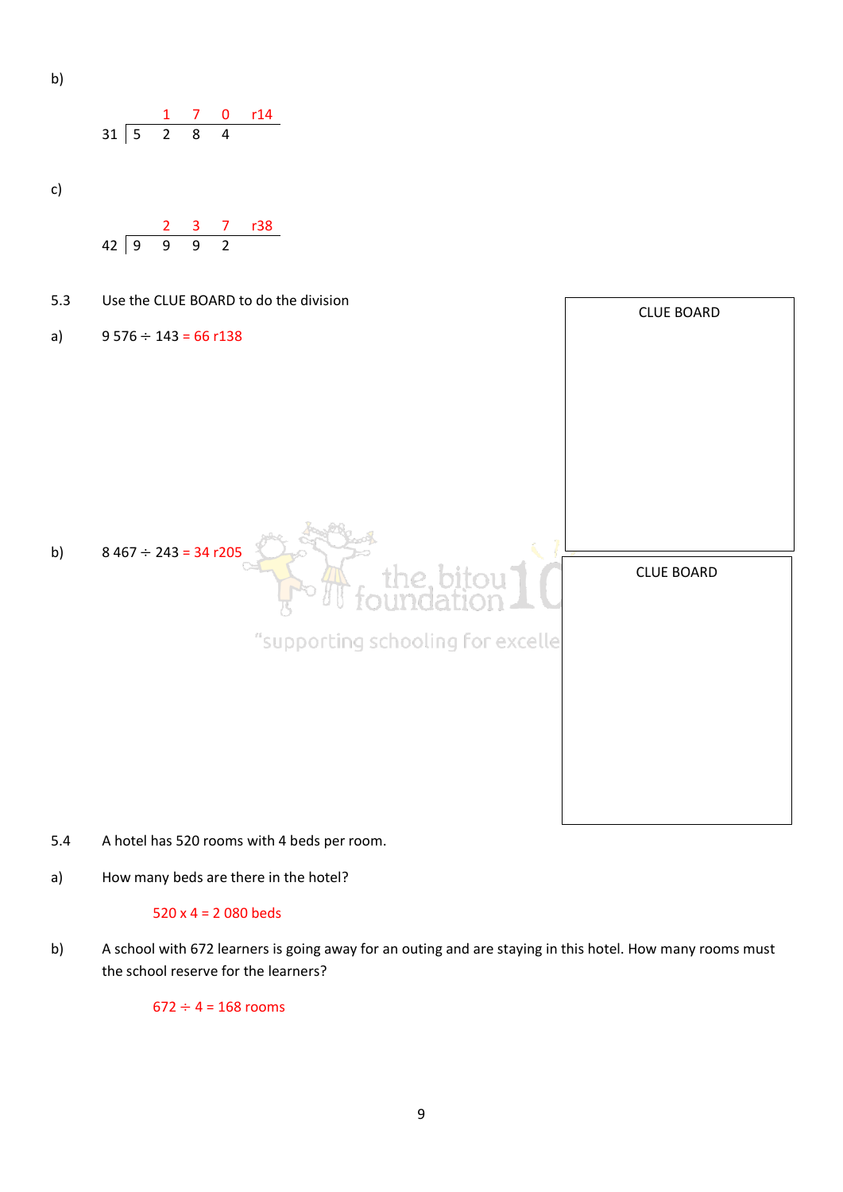b)

$$
\begin{array}{r|l}
 & \;\;1\;\;7\;\;0\;\;\text{r14} \\
31 & 5\;\;2\;\;8\;\;4
\end{array}
$$

c)

$$
\begin{array}{r|l}
 & \;\;2\;\;3\;\;7\;\;\text{r38} \\
42 & 9\;\;9\;\;9\;\;2
\end{array}
$$

5.3 Use the CLUE BOARD to do the division

a) 9 576 ÷ 143 = 66 r138

CLUE BOARD

b) 8 467 ÷ 243 = 34 r205

CLUE BOARD

5.4 A hotel has 520 rooms with 4 beds per room.

a) How many beds are there in the hotel?

520 x 4 = 2 080 beds

b) A school with 672 learners is going away for an outing and are staying in this hotel. How many rooms must the school reserve for the learners?

672 ÷ 4 = 168 rooms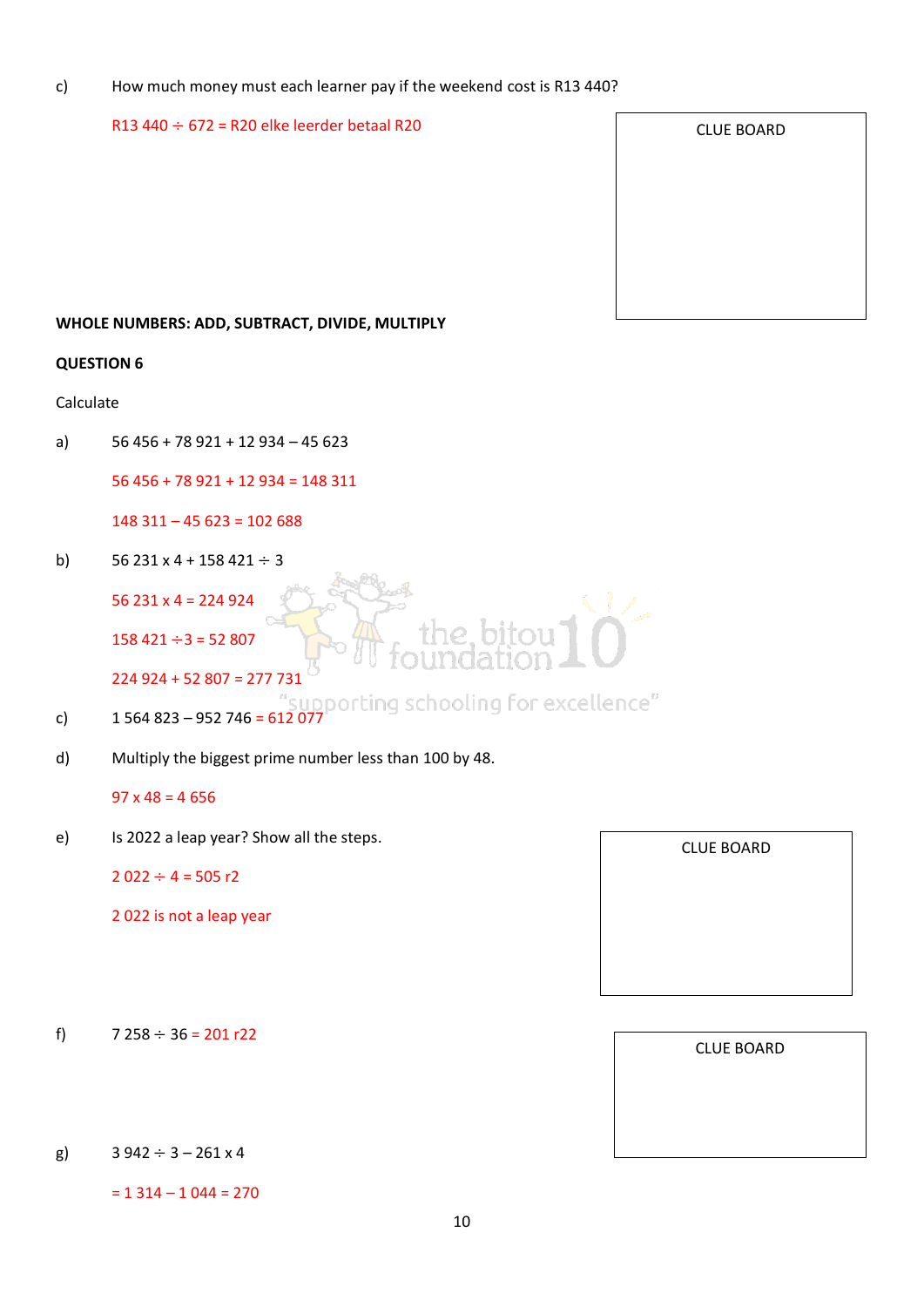c) How much money must each learner pay if the weekend cost is R13 440?

R13 440 ÷ 672 = R20 elke leerder betaal R20

CLUE BOARD

**WHOLE NUMBERS: ADD, SUBTRACT, DIVIDE, MULTIPLY**

**QUESTION 6**

Calculate

a) 56 456 + 78 921 + 12 934 – 45 623

56 456 + 78 921 + 12 934 = 148 311

148 311 – 45 623 = 102 688

b) 56 231 x 4 + 158 421 ÷ 3

56 231 x 4 = 224 924

158 421 ÷ 3 = 52 807

224 924 + 52 807 = 277 731

c) 1 564 823 – 952 746 = 612 077

d) Multiply the biggest prime number less than 100 by 48.

97 x 48 = 4 656

e) Is 2022 a leap year? Show all the steps.

2 022 ÷ 4 = 505 r2

2 022 is not a leap year

CLUE BOARD

f) 7 258 ÷ 36 = 201 r22

CLUE BOARD

g) 3 942 ÷ 3 – 261 x 4

= 1 314 – 1 044 = 270